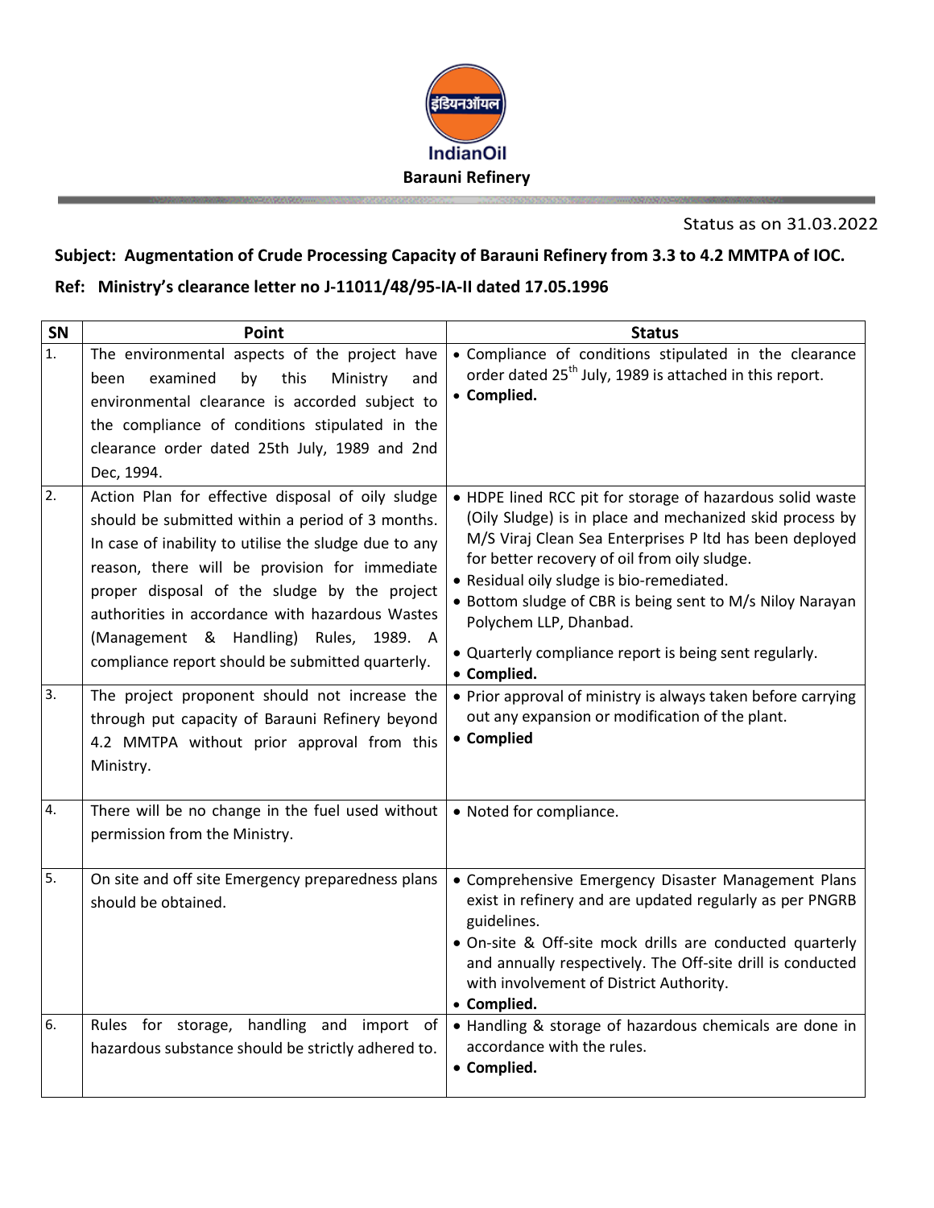इंडियनऑयल

IndianOil

**Barauni Refinery**

Status as on 31.03.2022

**Subject: Augmentation of Crude Processing Capacity of Barauni Refinery from 3.3 to 4.2 MMTPA of IOC.**

**Ref: Ministry's clearance letter no J-11011/48/95-IA-II dated 17.05.1996**

| SN | Point | Status |
|---|---|---|
| 1. | The environmental aspects of the project have been examined by this Ministry and environmental clearance is accorded subject to the compliance of conditions stipulated in the clearance order dated 25th July, 1989 and 2nd Dec, 1994. | • Compliance of conditions stipulated in the clearance order dated 25th July, 1989 is attached in this report.<br>• **Complied.** |
| 2. | Action Plan for effective disposal of oily sludge should be submitted within a period of 3 months. In case of inability to utilise the sludge due to any reason, there will be provision for immediate proper disposal of the sludge by the project authorities in accordance with hazardous Wastes (Management & Handling) Rules, 1989. A compliance report should be submitted quarterly. | • HDPE lined RCC pit for storage of hazardous solid waste (Oily Sludge) is in place and mechanized skid process by M/S Viraj Clean Sea Enterprises P ltd has been deployed for better recovery of oil from oily sludge.<br>• Residual oily sludge is bio-remediated.<br>• Bottom sludge of CBR is being sent to M/s Niloy Narayan Polychem LLP, Dhanbad.<br>• Quarterly compliance report is being sent regularly.<br>• **Complied.** |
| 3. | The project proponent should not increase the through put capacity of Barauni Refinery beyond 4.2 MMTPA without prior approval from this Ministry. | • Prior approval of ministry is always taken before carrying out any expansion or modification of the plant.<br>• **Complied** |
| 4. | There will be no change in the fuel used without permission from the Ministry. | • Noted for compliance. |
| 5. | On site and off site Emergency preparedness plans should be obtained. | • Comprehensive Emergency Disaster Management Plans exist in refinery and are updated regularly as per PNGRB guidelines.<br>• On-site & Off-site mock drills are conducted quarterly and annually respectively. The Off-site drill is conducted with involvement of District Authority.<br>• **Complied.** |
| 6. | Rules for storage, handling and import of hazardous substance should be strictly adhered to. | • Handling & storage of hazardous chemicals are done in accordance with the rules.<br>• **Complied.** |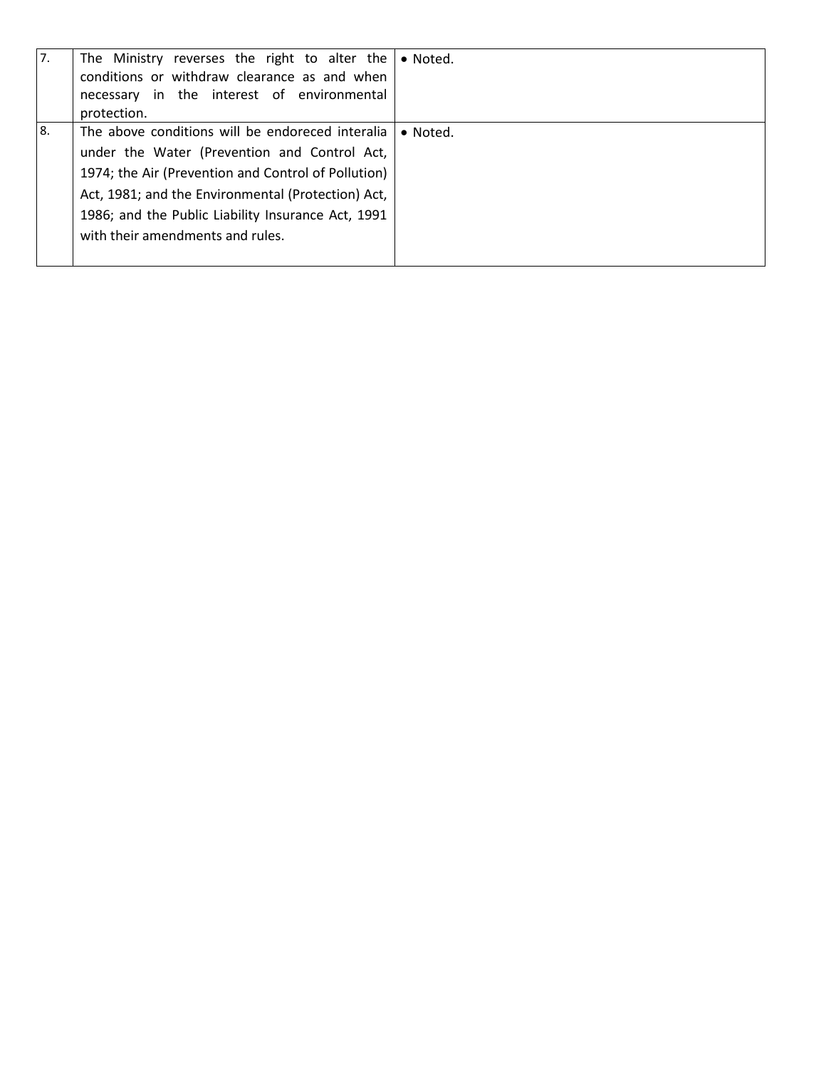| | | |
|---|---|---|
| 7. | The Ministry reverses the right to alter the conditions or withdraw clearance as and when necessary in the interest of environmental protection. | • Noted. |
| 8. | The above conditions will be endoreced interalia under the Water (Prevention and Control Act, 1974; the Air (Prevention and Control of Pollution) Act, 1981; and the Environmental (Protection) Act, 1986; and the Public Liability Insurance Act, 1991 with their amendments and rules. | • Noted. |